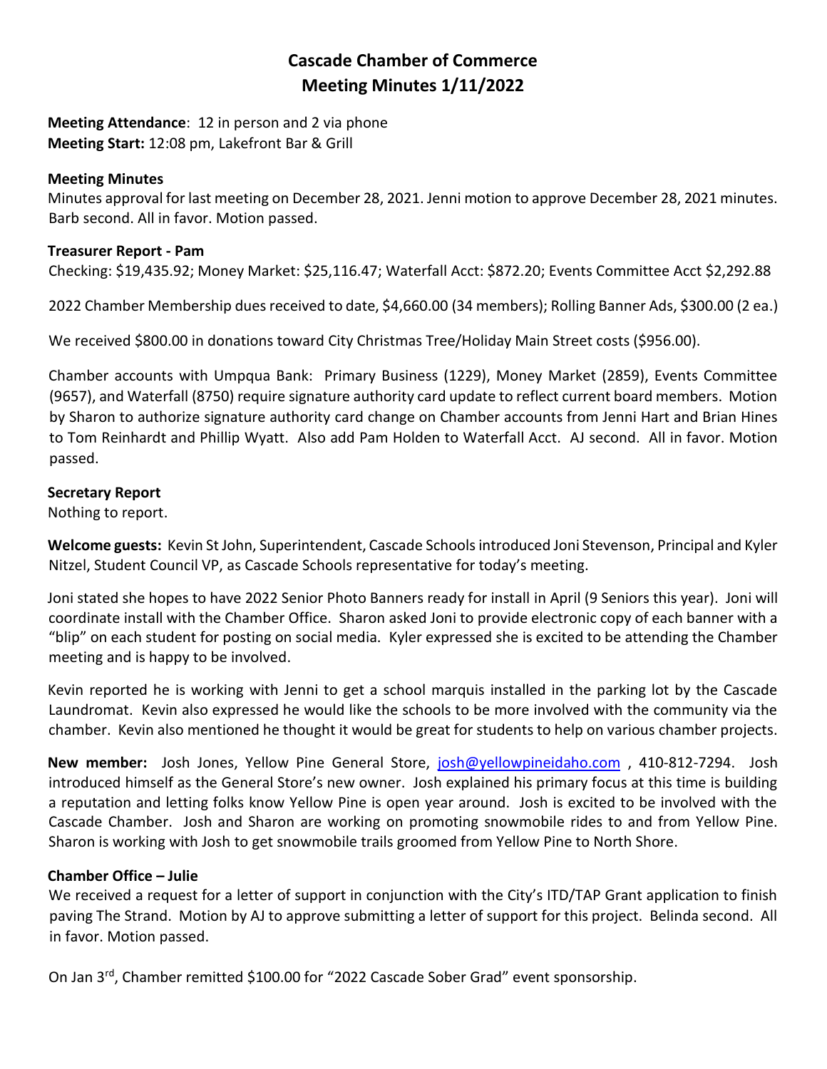# Cascade Chamber of Commerce
# Meeting Minutes 1/11/2022

**Meeting Attendance**: 12 in person and 2 via phone
**Meeting Start:** 12:08 pm, Lakefront Bar & Grill

**Meeting Minutes**

Minutes approval for last meeting on December 28, 2021. Jenni motion to approve December 28, 2021 minutes. Barb second. All in favor. Motion passed.

**Treasurer Report - Pam**

Checking: $19,435.92; Money Market: $25,116.47; Waterfall Acct: $872.20; Events Committee Acct $2,292.88

2022 Chamber Membership dues received to date, $4,660.00 (34 members); Rolling Banner Ads, $300.00 (2 ea.)

We received $800.00 in donations toward City Christmas Tree/Holiday Main Street costs ($956.00).

Chamber accounts with Umpqua Bank: Primary Business (1229), Money Market (2859), Events Committee (9657), and Waterfall (8750) require signature authority card update to reflect current board members. Motion by Sharon to authorize signature authority card change on Chamber accounts from Jenni Hart and Brian Hines to Tom Reinhardt and Phillip Wyatt. Also add Pam Holden to Waterfall Acct. AJ second. All in favor. Motion passed.

**Secretary Report**

Nothing to report.

**Welcome guests:** Kevin St John, Superintendent, Cascade Schools introduced Joni Stevenson, Principal and Kyler Nitzel, Student Council VP, as Cascade Schools representative for today's meeting.

Joni stated she hopes to have 2022 Senior Photo Banners ready for install in April (9 Seniors this year). Joni will coordinate install with the Chamber Office. Sharon asked Joni to provide electronic copy of each banner with a "blip" on each student for posting on social media. Kyler expressed she is excited to be attending the Chamber meeting and is happy to be involved.

Kevin reported he is working with Jenni to get a school marquis installed in the parking lot by the Cascade Laundromat. Kevin also expressed he would like the schools to be more involved with the community via the chamber. Kevin also mentioned he thought it would be great for students to help on various chamber projects.

**New member:** Josh Jones, Yellow Pine General Store, josh@yellowpineidaho.com , 410-812-7294. Josh introduced himself as the General Store's new owner. Josh explained his primary focus at this time is building a reputation and letting folks know Yellow Pine is open year around. Josh is excited to be involved with the Cascade Chamber. Josh and Sharon are working on promoting snowmobile rides to and from Yellow Pine. Sharon is working with Josh to get snowmobile trails groomed from Yellow Pine to North Shore.

**Chamber Office – Julie**

We received a request for a letter of support in conjunction with the City's ITD/TAP Grant application to finish paving The Strand. Motion by AJ to approve submitting a letter of support for this project. Belinda second. All in favor. Motion passed.

On Jan 3rd, Chamber remitted $100.00 for "2022 Cascade Sober Grad" event sponsorship.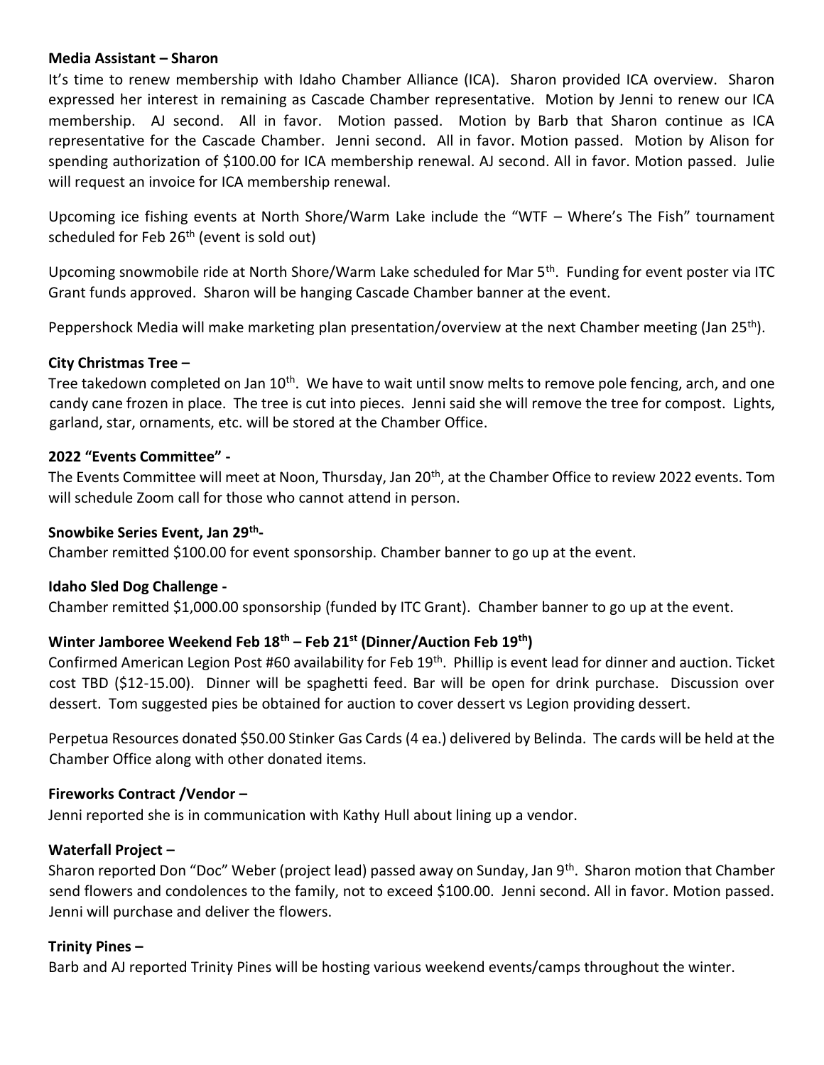**Media Assistant – Sharon**

It's time to renew membership with Idaho Chamber Alliance (ICA). Sharon provided ICA overview. Sharon expressed her interest in remaining as Cascade Chamber representative. Motion by Jenni to renew our ICA membership. AJ second. All in favor. Motion passed. Motion by Barb that Sharon continue as ICA representative for the Cascade Chamber. Jenni second. All in favor. Motion passed. Motion by Alison for spending authorization of $100.00 for ICA membership renewal. AJ second. All in favor. Motion passed. Julie will request an invoice for ICA membership renewal.

Upcoming ice fishing events at North Shore/Warm Lake include the "WTF – Where's The Fish" tournament scheduled for Feb 26th (event is sold out)

Upcoming snowmobile ride at North Shore/Warm Lake scheduled for Mar 5th. Funding for event poster via ITC Grant funds approved. Sharon will be hanging Cascade Chamber banner at the event.

Peppershock Media will make marketing plan presentation/overview at the next Chamber meeting (Jan 25th).

**City Christmas Tree –**

Tree takedown completed on Jan 10th. We have to wait until snow melts to remove pole fencing, arch, and one candy cane frozen in place. The tree is cut into pieces. Jenni said she will remove the tree for compost. Lights, garland, star, ornaments, etc. will be stored at the Chamber Office.

**2022 "Events Committee" -**

The Events Committee will meet at Noon, Thursday, Jan 20th, at the Chamber Office to review 2022 events. Tom will schedule Zoom call for those who cannot attend in person.

**Snowbike Series Event, Jan 29th-**

Chamber remitted $100.00 for event sponsorship. Chamber banner to go up at the event.

**Idaho Sled Dog Challenge -**

Chamber remitted $1,000.00 sponsorship (funded by ITC Grant). Chamber banner to go up at the event.

**Winter Jamboree Weekend Feb 18th – Feb 21st (Dinner/Auction Feb 19th)**

Confirmed American Legion Post #60 availability for Feb 19th. Phillip is event lead for dinner and auction. Ticket cost TBD ($12-15.00). Dinner will be spaghetti feed. Bar will be open for drink purchase. Discussion over dessert. Tom suggested pies be obtained for auction to cover dessert vs Legion providing dessert.

Perpetua Resources donated $50.00 Stinker Gas Cards (4 ea.) delivered by Belinda. The cards will be held at the Chamber Office along with other donated items.

**Fireworks Contract /Vendor –**

Jenni reported she is in communication with Kathy Hull about lining up a vendor.

**Waterfall Project –**

Sharon reported Don "Doc" Weber (project lead) passed away on Sunday, Jan 9th. Sharon motion that Chamber send flowers and condolences to the family, not to exceed $100.00. Jenni second. All in favor. Motion passed. Jenni will purchase and deliver the flowers.

**Trinity Pines –**

Barb and AJ reported Trinity Pines will be hosting various weekend events/camps throughout the winter.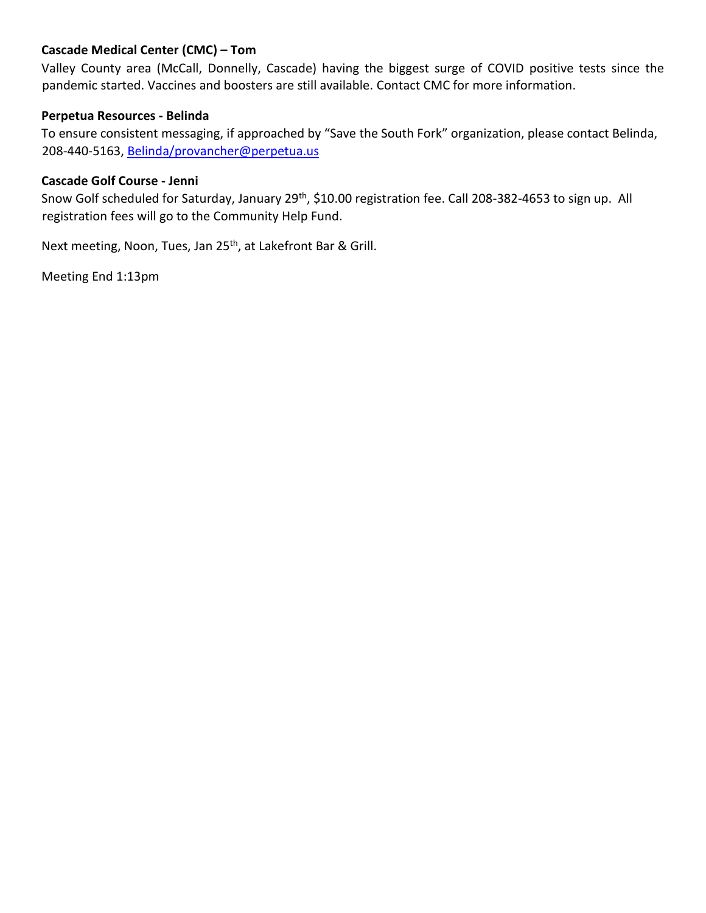**Cascade Medical Center (CMC) – Tom**

Valley County area (McCall, Donnelly, Cascade) having the biggest surge of COVID positive tests since the pandemic started. Vaccines and boosters are still available. Contact CMC for more information.

**Perpetua Resources - Belinda**

To ensure consistent messaging, if approached by "Save the South Fork" organization, please contact Belinda, 208-440-5163, Belinda/provancher@perpetua.us

**Cascade Golf Course - Jenni**

Snow Golf scheduled for Saturday, January 29th, $10.00 registration fee. Call 208-382-4653 to sign up. All registration fees will go to the Community Help Fund.

Next meeting, Noon, Tues, Jan 25th, at Lakefront Bar & Grill.

Meeting End 1:13pm